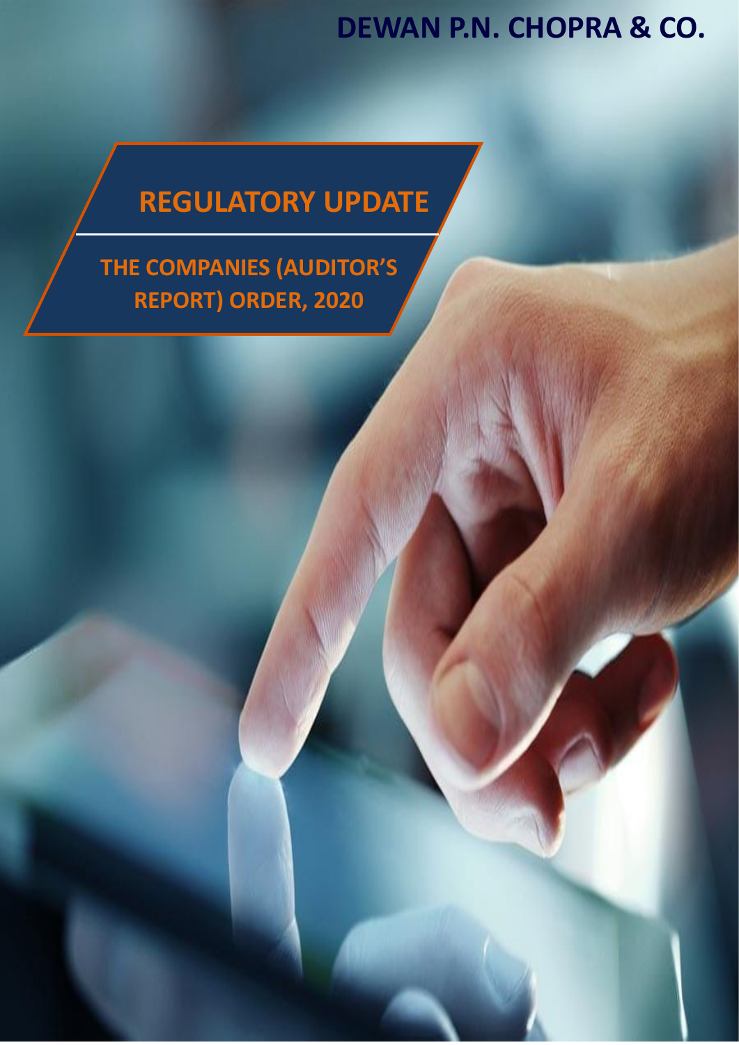DEWAN P.N. CHOPRA & CO.

# REGULATORY UPDATE

## THE COMPANIES (AUDITOR'S REPORT) ORDER, 2020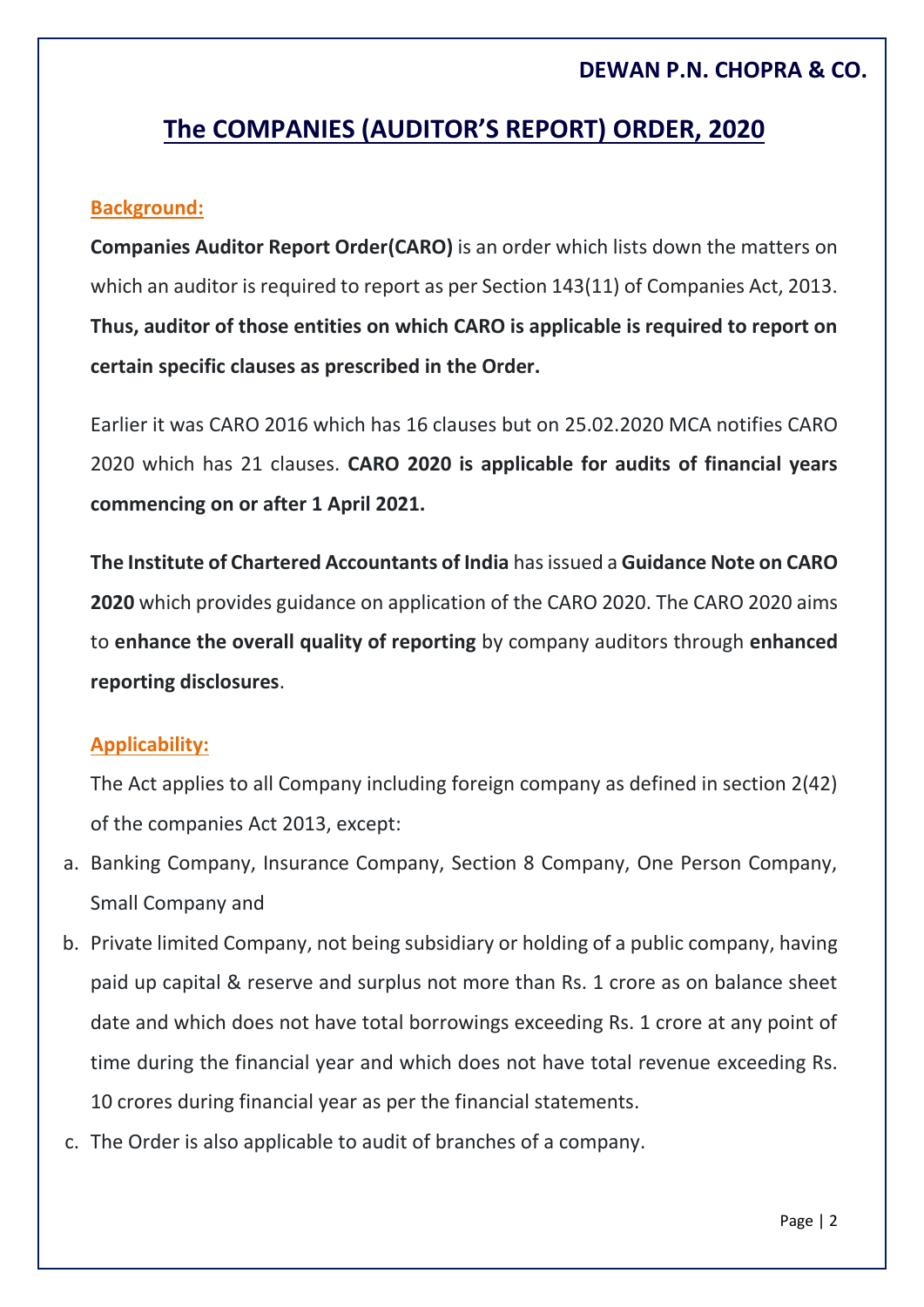# The COMPANIES (AUDITOR'S REPORT) ORDER, 2020

### Background:

**Companies Auditor Report Order(CARO)** is an order which lists down the matters on which an auditor is required to report as per Section 143(11) of Companies Act, 2013. **Thus, auditor of those entities on which CARO is applicable is required to report on certain specific clauses as prescribed in the Order.**

Earlier it was CARO 2016 which has 16 clauses but on 25.02.2020 MCA notifies CARO 2020 which has 21 clauses. **CARO 2020 is applicable for audits of financial years commencing on or after 1 April 2021.**

**The Institute of Chartered Accountants of India** has issued a **Guidance Note on CARO 2020** which provides guidance on application of the CARO 2020. The CARO 2020 aims to **enhance the overall quality of reporting** by company auditors through **enhanced reporting disclosures**.

### Applicability:

The Act applies to all Company including foreign company as defined in section 2(42) of the companies Act 2013, except:

a. Banking Company, Insurance Company, Section 8 Company, One Person Company, Small Company and
b. Private limited Company, not being subsidiary or holding of a public company, having paid up capital & reserve and surplus not more than Rs. 1 crore as on balance sheet date and which does not have total borrowings exceeding Rs. 1 crore at any point of time during the financial year and which does not have total revenue exceeding Rs. 10 crores during financial year as per the financial statements.
c. The Order is also applicable to audit of branches of a company.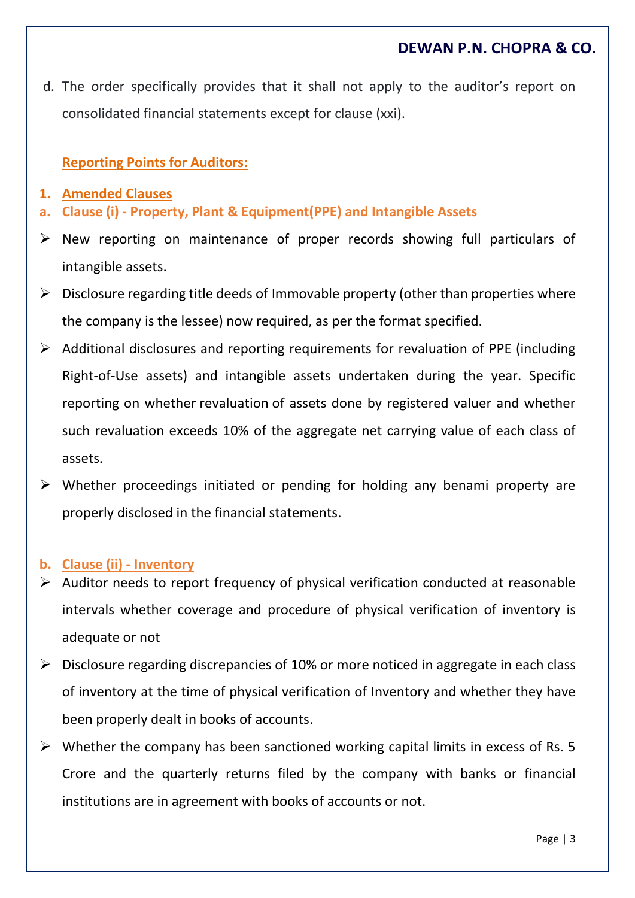d. The order specifically provides that it shall not apply to the auditor's report on consolidated financial statements except for clause (xxi).

**Reporting Points for Auditors:**

**1. Amended Clauses**

**a. Clause (i) - Property, Plant & Equipment(PPE) and Intangible Assets**

- New reporting on maintenance of proper records showing full particulars of intangible assets.
- Disclosure regarding title deeds of Immovable property (other than properties where the company is the lessee) now required, as per the format specified.
- Additional disclosures and reporting requirements for revaluation of PPE (including Right-of-Use assets) and intangible assets undertaken during the year. Specific reporting on whether revaluation of assets done by registered valuer and whether such revaluation exceeds 10% of the aggregate net carrying value of each class of assets.
- Whether proceedings initiated or pending for holding any benami property are properly disclosed in the financial statements.

**b. Clause (ii) - Inventory**

- Auditor needs to report frequency of physical verification conducted at reasonable intervals whether coverage and procedure of physical verification of inventory is adequate or not
- Disclosure regarding discrepancies of 10% or more noticed in aggregate in each class of inventory at the time of physical verification of Inventory and whether they have been properly dealt in books of accounts.
- Whether the company has been sanctioned working capital limits in excess of Rs. 5 Crore and the quarterly returns filed by the company with banks or financial institutions are in agreement with books of accounts or not.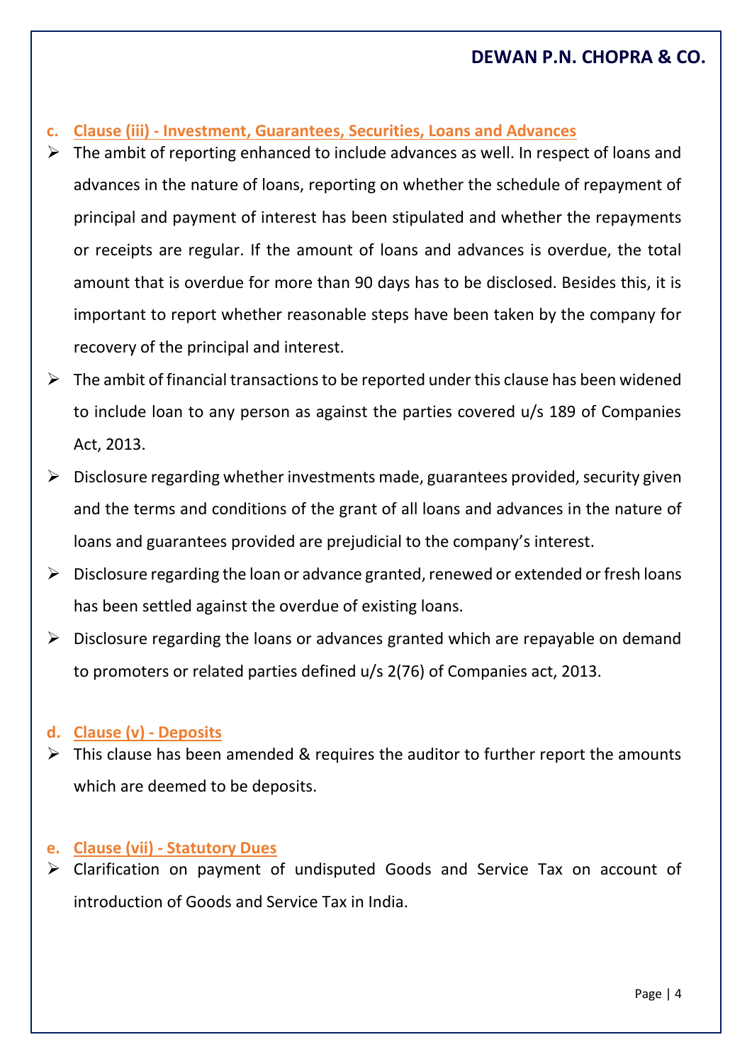**c. Clause (iii) - Investment, Guarantees, Securities, Loans and Advances**

- The ambit of reporting enhanced to include advances as well. In respect of loans and advances in the nature of loans, reporting on whether the schedule of repayment of principal and payment of interest has been stipulated and whether the repayments or receipts are regular. If the amount of loans and advances is overdue, the total amount that is overdue for more than 90 days has to be disclosed. Besides this, it is important to report whether reasonable steps have been taken by the company for recovery of the principal and interest.
- The ambit of financial transactions to be reported under this clause has been widened to include loan to any person as against the parties covered u/s 189 of Companies Act, 2013.
- Disclosure regarding whether investments made, guarantees provided, security given and the terms and conditions of the grant of all loans and advances in the nature of loans and guarantees provided are prejudicial to the company's interest.
- Disclosure regarding the loan or advance granted, renewed or extended or fresh loans has been settled against the overdue of existing loans.
- Disclosure regarding the loans or advances granted which are repayable on demand to promoters or related parties defined u/s 2(76) of Companies act, 2013.

**d. Clause (v) - Deposits**

- This clause has been amended & requires the auditor to further report the amounts which are deemed to be deposits.

**e. Clause (vii) - Statutory Dues**

- Clarification on payment of undisputed Goods and Service Tax on account of introduction of Goods and Service Tax in India.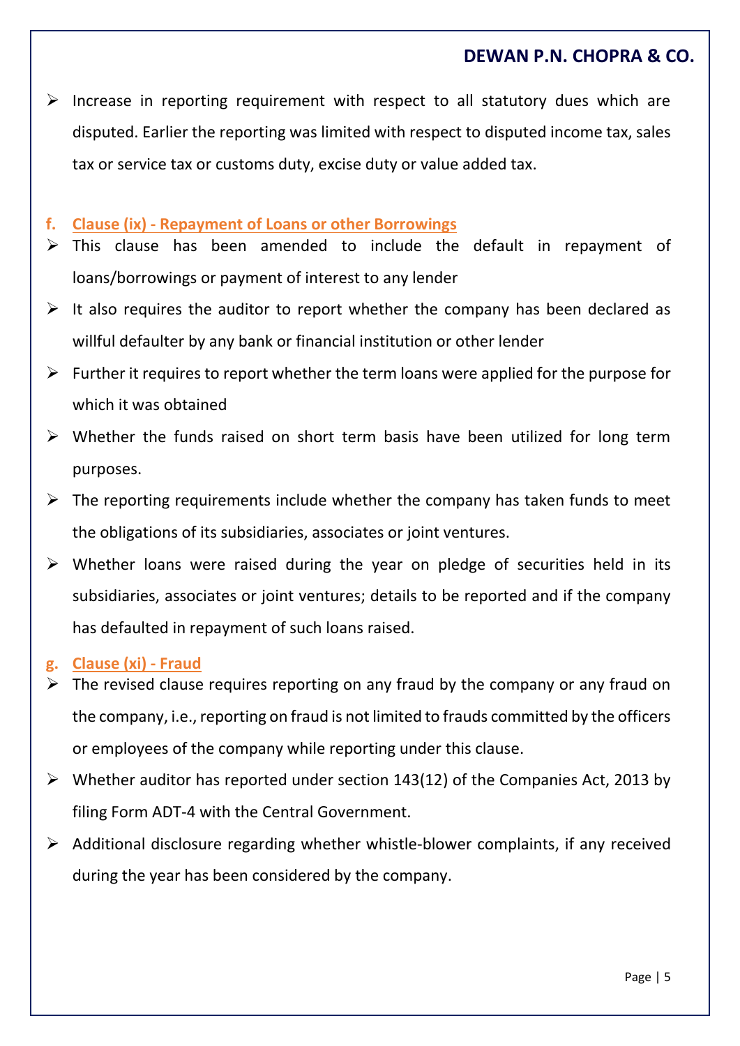- Increase in reporting requirement with respect to all statutory dues which are disputed. Earlier the reporting was limited with respect to disputed income tax, sales tax or service tax or customs duty, excise duty or value added tax.

### f. Clause (ix) - Repayment of Loans or other Borrowings

- This clause has been amended to include the default in repayment of loans/borrowings or payment of interest to any lender
- It also requires the auditor to report whether the company has been declared as willful defaulter by any bank or financial institution or other lender
- Further it requires to report whether the term loans were applied for the purpose for which it was obtained
- Whether the funds raised on short term basis have been utilized for long term purposes.
- The reporting requirements include whether the company has taken funds to meet the obligations of its subsidiaries, associates or joint ventures.
- Whether loans were raised during the year on pledge of securities held in its subsidiaries, associates or joint ventures; details to be reported and if the company has defaulted in repayment of such loans raised.

### g. Clause (xi) - Fraud

- The revised clause requires reporting on any fraud by the company or any fraud on the company, i.e., reporting on fraud is not limited to frauds committed by the officers or employees of the company while reporting under this clause.
- Whether auditor has reported under section 143(12) of the Companies Act, 2013 by filing Form ADT-4 with the Central Government.
- Additional disclosure regarding whether whistle-blower complaints, if any received during the year has been considered by the company.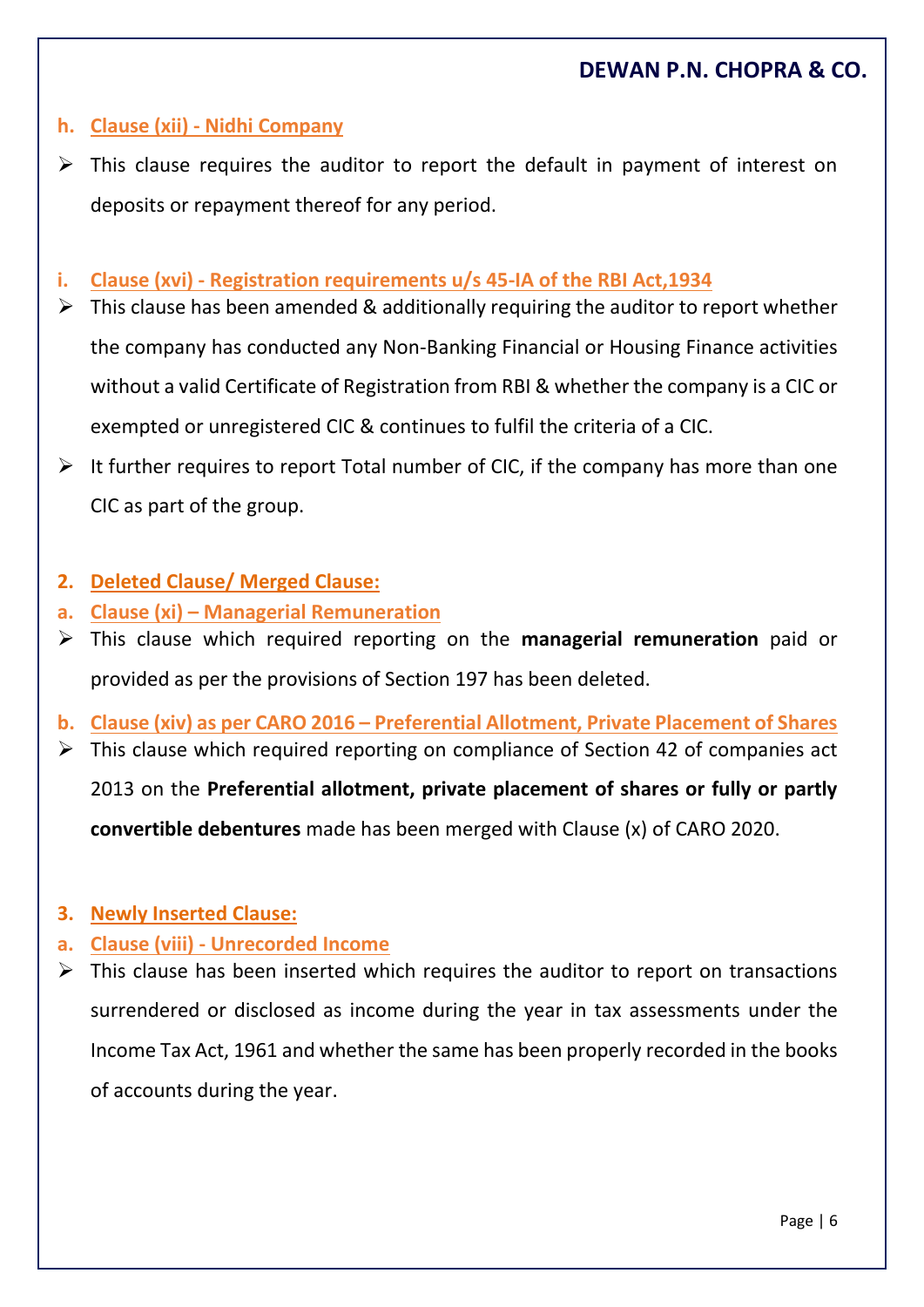**h. Clause (xii) - Nidhi Company**

- This clause requires the auditor to report the default in payment of interest on deposits or repayment thereof for any period.

**i. Clause (xvi) - Registration requirements u/s 45-IA of the RBI Act,1934**

- This clause has been amended & additionally requiring the auditor to report whether the company has conducted any Non-Banking Financial or Housing Finance activities without a valid Certificate of Registration from RBI & whether the company is a CIC or exempted or unregistered CIC & continues to fulfil the criteria of a CIC.
- It further requires to report Total number of CIC, if the company has more than one CIC as part of the group.

## 2. Deleted Clause/ Merged Clause:

**a. Clause (xi) – Managerial Remuneration**

- This clause which required reporting on the **managerial remuneration** paid or provided as per the provisions of Section 197 has been deleted.

**b. Clause (xiv) as per CARO 2016 – Preferential Allotment, Private Placement of Shares**

- This clause which required reporting on compliance of Section 42 of companies act 2013 on the **Preferential allotment, private placement of shares or fully or partly convertible debentures** made has been merged with Clause (x) of CARO 2020.

## 3. Newly Inserted Clause:

**a. Clause (viii) - Unrecorded Income**

- This clause has been inserted which requires the auditor to report on transactions surrendered or disclosed as income during the year in tax assessments under the Income Tax Act, 1961 and whether the same has been properly recorded in the books of accounts during the year.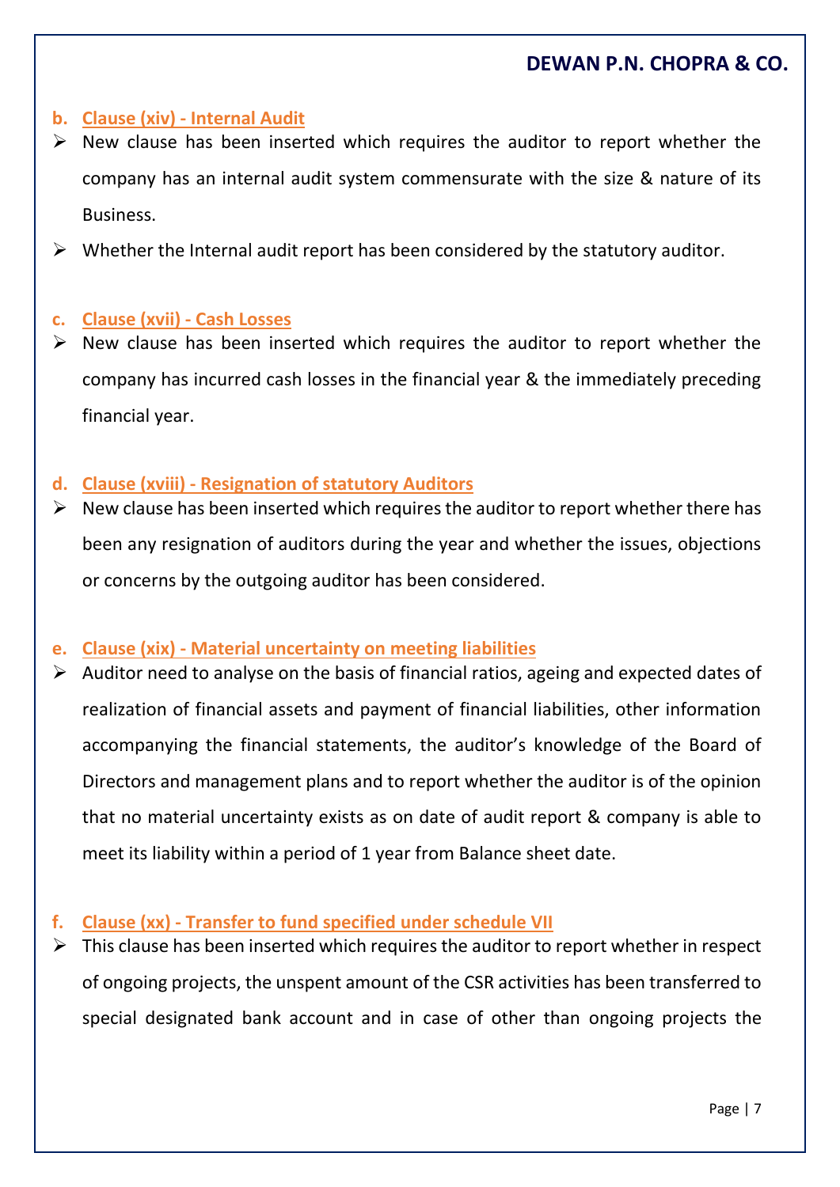**b. Clause (xiv) - Internal Audit**

- New clause has been inserted which requires the auditor to report whether the company has an internal audit system commensurate with the size & nature of its Business.
- Whether the Internal audit report has been considered by the statutory auditor.

**c. Clause (xvii) - Cash Losses**

- New clause has been inserted which requires the auditor to report whether the company has incurred cash losses in the financial year & the immediately preceding financial year.

**d. Clause (xviii) - Resignation of statutory Auditors**

- New clause has been inserted which requires the auditor to report whether there has been any resignation of auditors during the year and whether the issues, objections or concerns by the outgoing auditor has been considered.

**e. Clause (xix) - Material uncertainty on meeting liabilities**

- Auditor need to analyse on the basis of financial ratios, ageing and expected dates of realization of financial assets and payment of financial liabilities, other information accompanying the financial statements, the auditor's knowledge of the Board of Directors and management plans and to report whether the auditor is of the opinion that no material uncertainty exists as on date of audit report & company is able to meet its liability within a period of 1 year from Balance sheet date.

**f. Clause (xx) - Transfer to fund specified under schedule VII**

- This clause has been inserted which requires the auditor to report whether in respect of ongoing projects, the unspent amount of the CSR activities has been transferred to special designated bank account and in case of other than ongoing projects the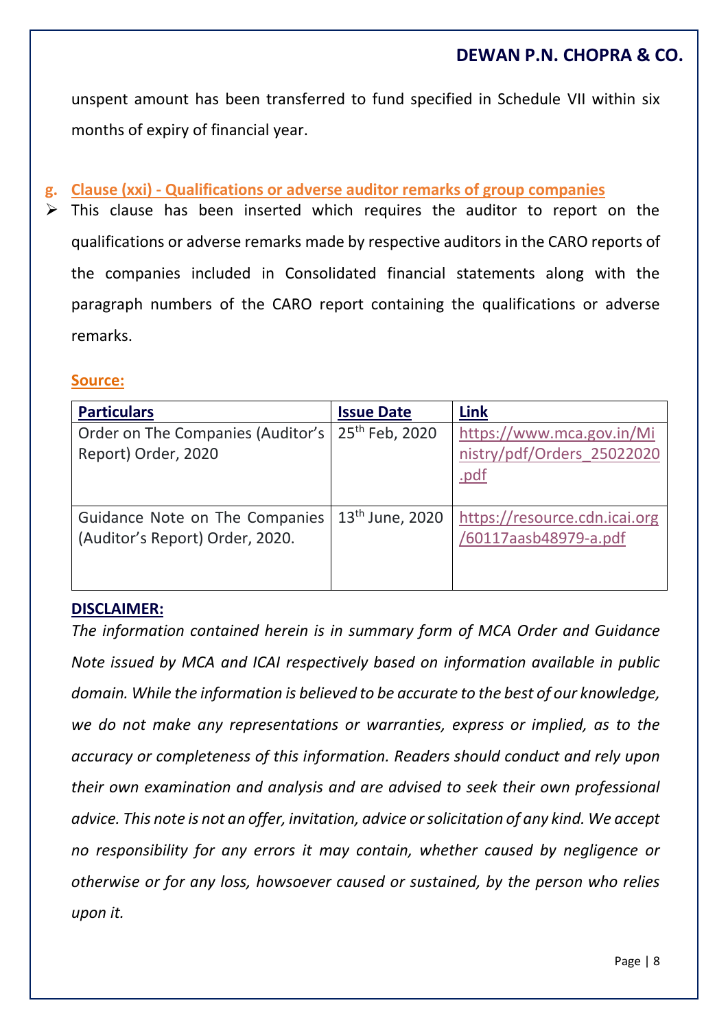unspent amount has been transferred to fund specified in Schedule VII within six months of expiry of financial year.

### g. Clause (xxi) - Qualifications or adverse auditor remarks of group companies

- This clause has been inserted which requires the auditor to report on the qualifications or adverse remarks made by respective auditors in the CARO reports of the companies included in Consolidated financial statements along with the paragraph numbers of the CARO report containing the qualifications or adverse remarks.

**Source:**

| Particulars | Issue Date | Link |
| --- | --- | --- |
| Order on The Companies (Auditor's Report) Order, 2020 | 25th Feb, 2020 | https://www.mca.gov.in/Ministry/pdf/Orders_25022020.pdf |
| Guidance Note on The Companies (Auditor's Report) Order, 2020. | 13th June, 2020 | https://resource.cdn.icai.org/60117aasb48979-a.pdf |

**DISCLAIMER:**

*The information contained herein is in summary form of MCA Order and Guidance Note issued by MCA and ICAI respectively based on information available in public domain. While the information is believed to be accurate to the best of our knowledge, we do not make any representations or warranties, express or implied, as to the accuracy or completeness of this information. Readers should conduct and rely upon their own examination and analysis and are advised to seek their own professional advice. This note is not an offer, invitation, advice or solicitation of any kind. We accept no responsibility for any errors it may contain, whether caused by negligence or otherwise or for any loss, howsoever caused or sustained, by the person who relies upon it.*